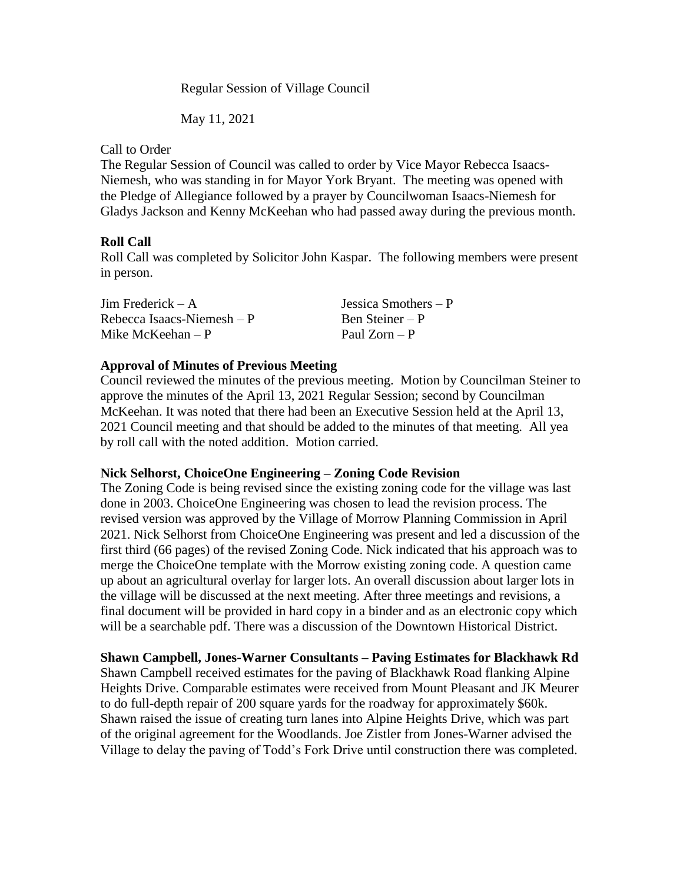Regular Session of Village Council

May 11, 2021

Call to Order

The Regular Session of Council was called to order by Vice Mayor Rebecca Isaacs-Niemesh, who was standing in for Mayor York Bryant. The meeting was opened with the Pledge of Allegiance followed by a prayer by Councilwoman Isaacs-Niemesh for Gladys Jackson and Kenny McKeehan who had passed away during the previous month.

**Roll Call**

Roll Call was completed by Solicitor John Kaspar. The following members were present in person.

| | |
|---|---|
| Jim Frederick – A | Jessica Smothers – P |
| Rebecca Isaacs-Niemesh – P | Ben Steiner – P |
| Mike McKeehan – P | Paul Zorn – P |

**Approval of Minutes of Previous Meeting**

Council reviewed the minutes of the previous meeting. Motion by Councilman Steiner to approve the minutes of the April 13, 2021 Regular Session; second by Councilman McKeehan. It was noted that there had been an Executive Session held at the April 13, 2021 Council meeting and that should be added to the minutes of that meeting. All yea by roll call with the noted addition. Motion carried.

**Nick Selhorst, ChoiceOne Engineering – Zoning Code Revision**

The Zoning Code is being revised since the existing zoning code for the village was last done in 2003. ChoiceOne Engineering was chosen to lead the revision process. The revised version was approved by the Village of Morrow Planning Commission in April 2021. Nick Selhorst from ChoiceOne Engineering was present and led a discussion of the first third (66 pages) of the revised Zoning Code. Nick indicated that his approach was to merge the ChoiceOne template with the Morrow existing zoning code. A question came up about an agricultural overlay for larger lots. An overall discussion about larger lots in the village will be discussed at the next meeting. After three meetings and revisions, a final document will be provided in hard copy in a binder and as an electronic copy which will be a searchable pdf. There was a discussion of the Downtown Historical District.

**Shawn Campbell, Jones-Warner Consultants – Paving Estimates for Blackhawk Rd**

Shawn Campbell received estimates for the paving of Blackhawk Road flanking Alpine Heights Drive. Comparable estimates were received from Mount Pleasant and JK Meurer to do full-depth repair of 200 square yards for the roadway for approximately $60k. Shawn raised the issue of creating turn lanes into Alpine Heights Drive, which was part of the original agreement for the Woodlands. Joe Zistler from Jones-Warner advised the Village to delay the paving of Todd's Fork Drive until construction there was completed.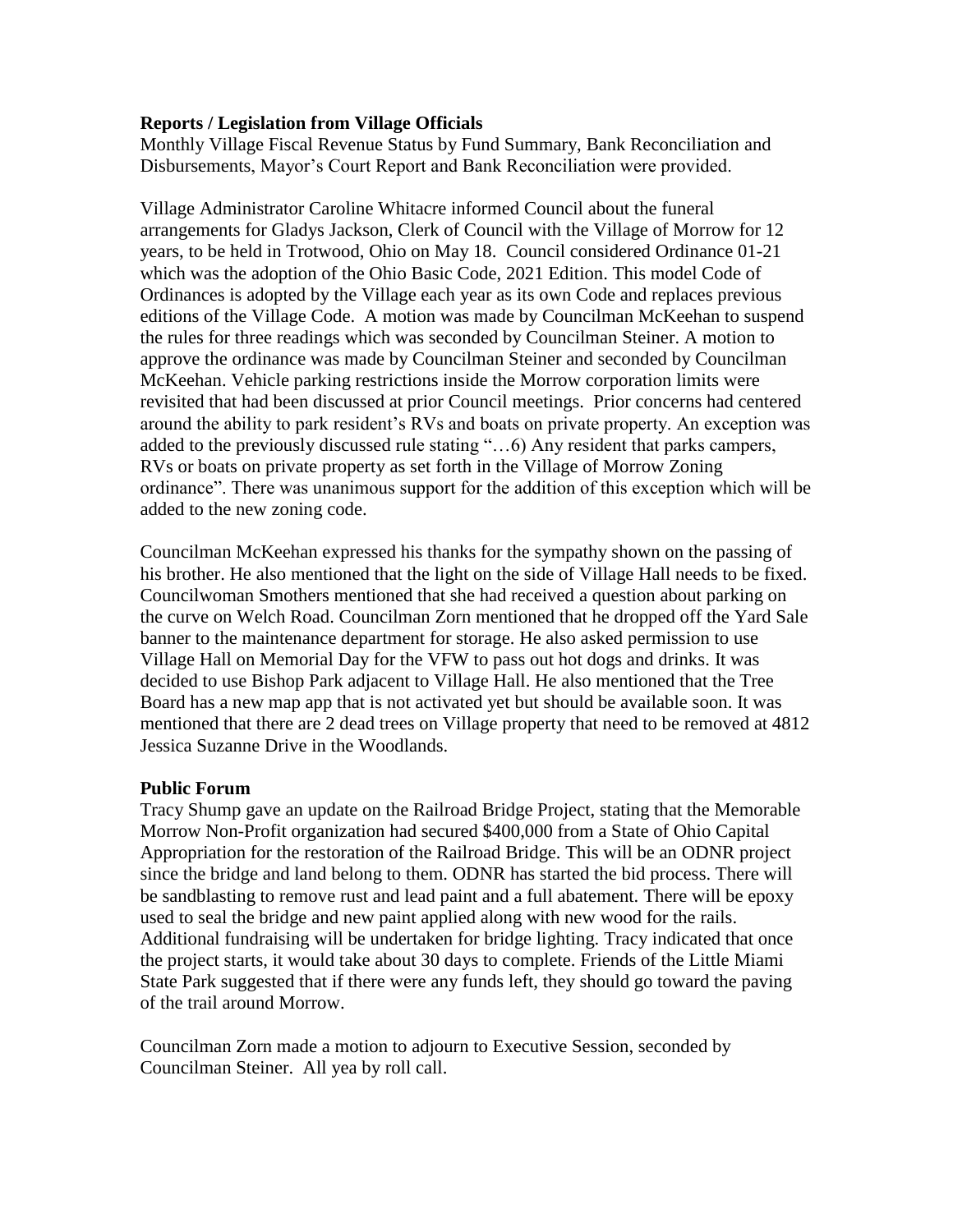**Reports / Legislation from Village Officials**

Monthly Village Fiscal Revenue Status by Fund Summary, Bank Reconciliation and Disbursements, Mayor's Court Report and Bank Reconciliation were provided.

Village Administrator Caroline Whitacre informed Council about the funeral arrangements for Gladys Jackson, Clerk of Council with the Village of Morrow for 12 years, to be held in Trotwood, Ohio on May 18. Council considered Ordinance 01-21 which was the adoption of the Ohio Basic Code, 2021 Edition. This model Code of Ordinances is adopted by the Village each year as its own Code and replaces previous editions of the Village Code. A motion was made by Councilman McKeehan to suspend the rules for three readings which was seconded by Councilman Steiner. A motion to approve the ordinance was made by Councilman Steiner and seconded by Councilman McKeehan. Vehicle parking restrictions inside the Morrow corporation limits were revisited that had been discussed at prior Council meetings. Prior concerns had centered around the ability to park resident's RVs and boats on private property. An exception was added to the previously discussed rule stating "…6) Any resident that parks campers, RVs or boats on private property as set forth in the Village of Morrow Zoning ordinance". There was unanimous support for the addition of this exception which will be added to the new zoning code.

Councilman McKeehan expressed his thanks for the sympathy shown on the passing of his brother. He also mentioned that the light on the side of Village Hall needs to be fixed. Councilwoman Smothers mentioned that she had received a question about parking on the curve on Welch Road. Councilman Zorn mentioned that he dropped off the Yard Sale banner to the maintenance department for storage. He also asked permission to use Village Hall on Memorial Day for the VFW to pass out hot dogs and drinks. It was decided to use Bishop Park adjacent to Village Hall. He also mentioned that the Tree Board has a new map app that is not activated yet but should be available soon. It was mentioned that there are 2 dead trees on Village property that need to be removed at 4812 Jessica Suzanne Drive in the Woodlands.

**Public Forum**

Tracy Shump gave an update on the Railroad Bridge Project, stating that the Memorable Morrow Non-Profit organization had secured $400,000 from a State of Ohio Capital Appropriation for the restoration of the Railroad Bridge. This will be an ODNR project since the bridge and land belong to them. ODNR has started the bid process. There will be sandblasting to remove rust and lead paint and a full abatement. There will be epoxy used to seal the bridge and new paint applied along with new wood for the rails. Additional fundraising will be undertaken for bridge lighting. Tracy indicated that once the project starts, it would take about 30 days to complete. Friends of the Little Miami State Park suggested that if there were any funds left, they should go toward the paving of the trail around Morrow.

Councilman Zorn made a motion to adjourn to Executive Session, seconded by Councilman Steiner. All yea by roll call.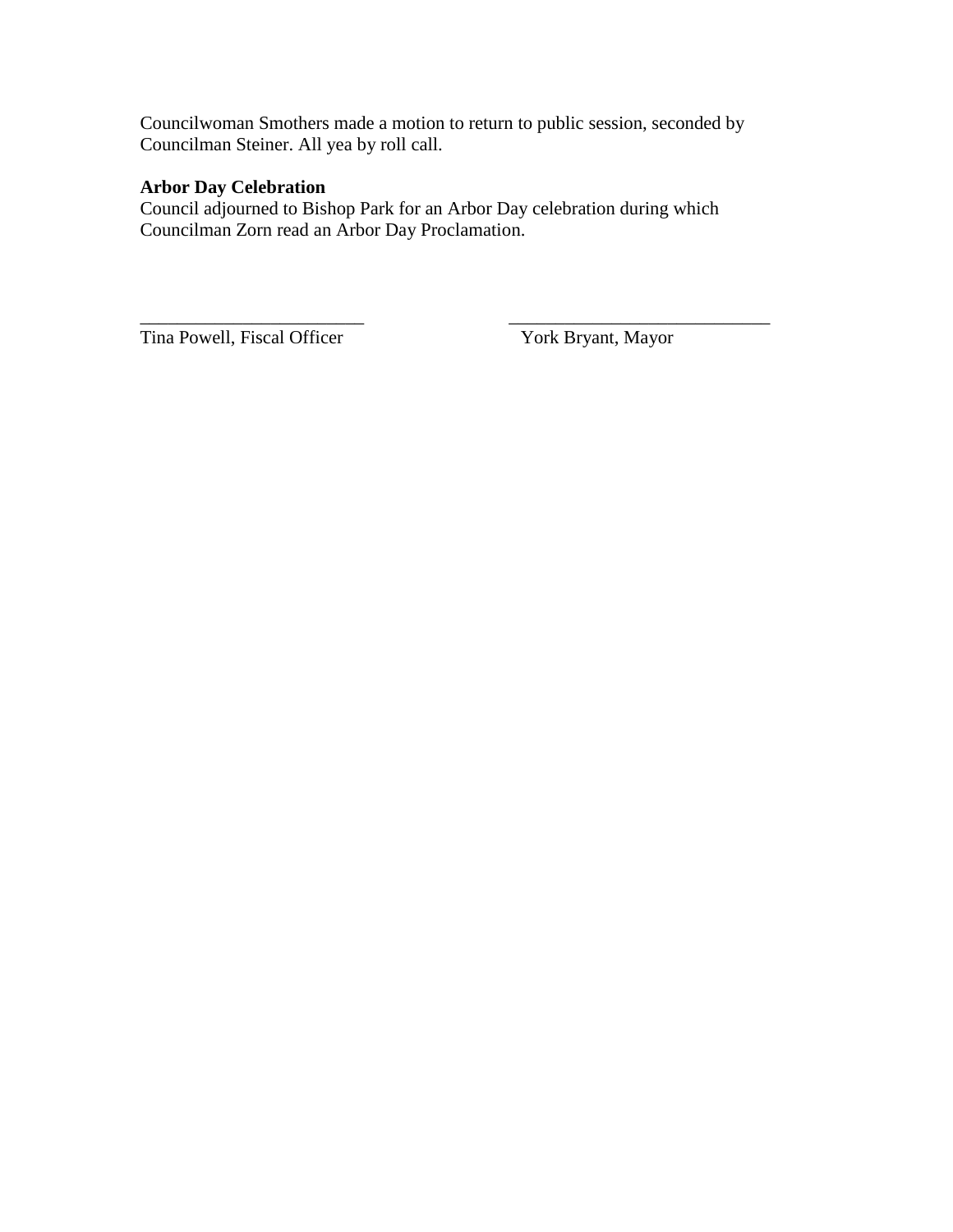Councilwoman Smothers made a motion to return to public session, seconded by Councilman Steiner. All yea by roll call.

**Arbor Day Celebration**

Council adjourned to Bishop Park for an Arbor Day celebration during which Councilman Zorn read an Arbor Day Proclamation.

| | |
|---|---|
| ________________________ | ____________________________ |
| Tina Powell, Fiscal Officer | York Bryant, Mayor |